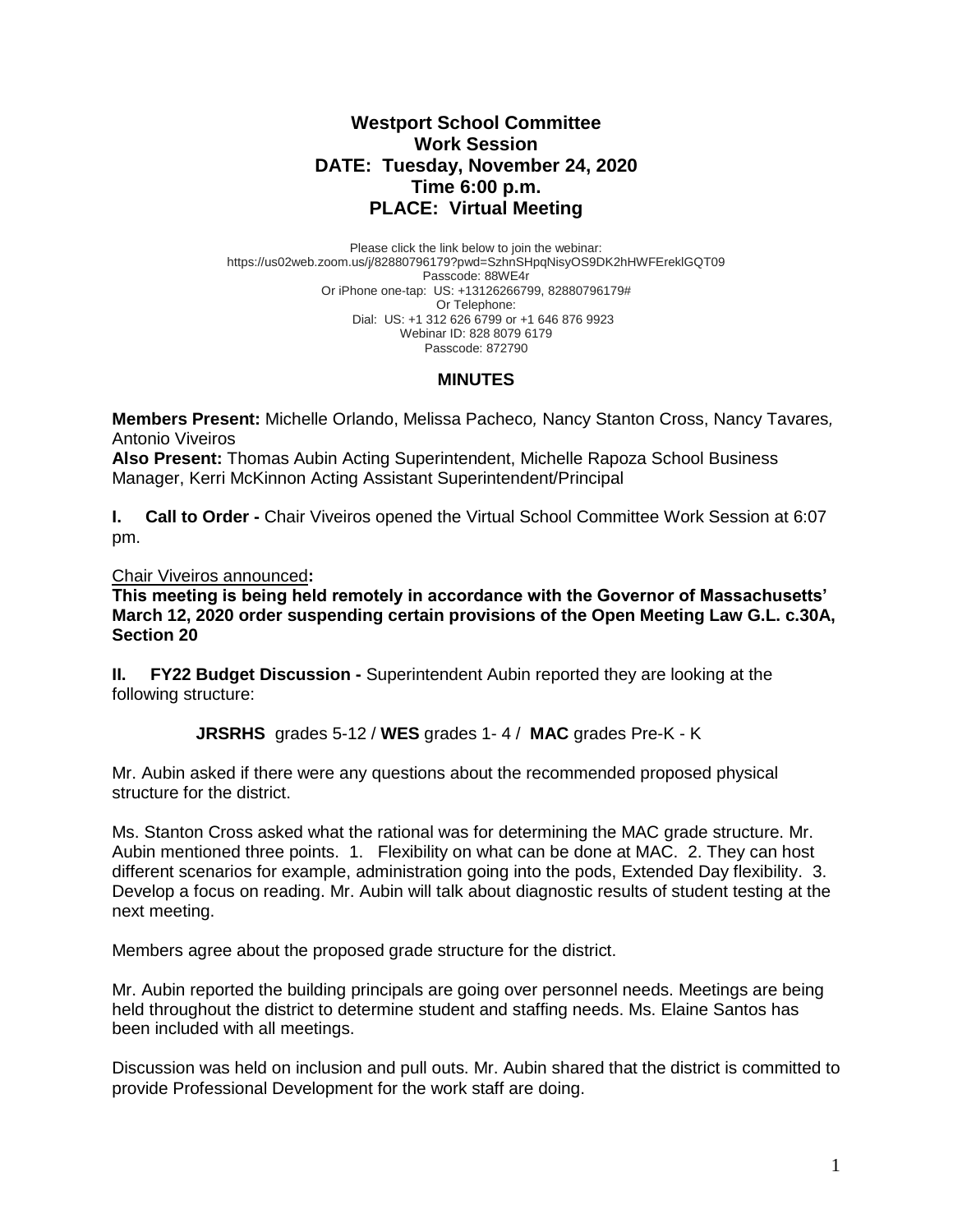# Westport School Committee
## Work Session
## DATE: Tuesday, November 24, 2020
## Time 6:00 p.m.
## PLACE: Virtual Meeting

Please click the link below to join the webinar:
https://us02web.zoom.us/j/82880796179?pwd=SzhnSHpqNisyOS9DK2hHWFEreklGQT09
Passcode: 88WE4r
Or iPhone one-tap: US: +13126266799, 82880796179#
Or Telephone:
Dial: US: +1 312 626 6799 or +1 646 876 9923
Webinar ID: 828 8079 6179
Passcode: 872790

## MINUTES

**Members Present:** Michelle Orlando, Melissa Pacheco*,* Nancy Stanton Cross, Nancy Tavares*,* Antonio Viveiros
**Also Present:** Thomas Aubin Acting Superintendent, Michelle Rapoza School Business Manager, Kerri McKinnon Acting Assistant Superintendent/Principal

**I. Call to Order -** Chair Viveiros opened the Virtual School Committee Work Session at 6:07 pm.

Chair Viveiros announced**:**
**This meeting is being held remotely in accordance with the Governor of Massachusetts' March 12, 2020 order suspending certain provisions of the Open Meeting Law G.L. c.30A, Section 20**

**II. FY22 Budget Discussion -** Superintendent Aubin reported they are looking at the following structure:

**JRSRHS** grades 5-12 / **WES** grades 1- 4 / **MAC** grades Pre-K - K

Mr. Aubin asked if there were any questions about the recommended proposed physical structure for the district.

Ms. Stanton Cross asked what the rational was for determining the MAC grade structure. Mr. Aubin mentioned three points. 1. Flexibility on what can be done at MAC. 2. They can host different scenarios for example, administration going into the pods, Extended Day flexibility. 3. Develop a focus on reading. Mr. Aubin will talk about diagnostic results of student testing at the next meeting.

Members agree about the proposed grade structure for the district.

Mr. Aubin reported the building principals are going over personnel needs. Meetings are being held throughout the district to determine student and staffing needs. Ms. Elaine Santos has been included with all meetings.

Discussion was held on inclusion and pull outs. Mr. Aubin shared that the district is committed to provide Professional Development for the work staff are doing.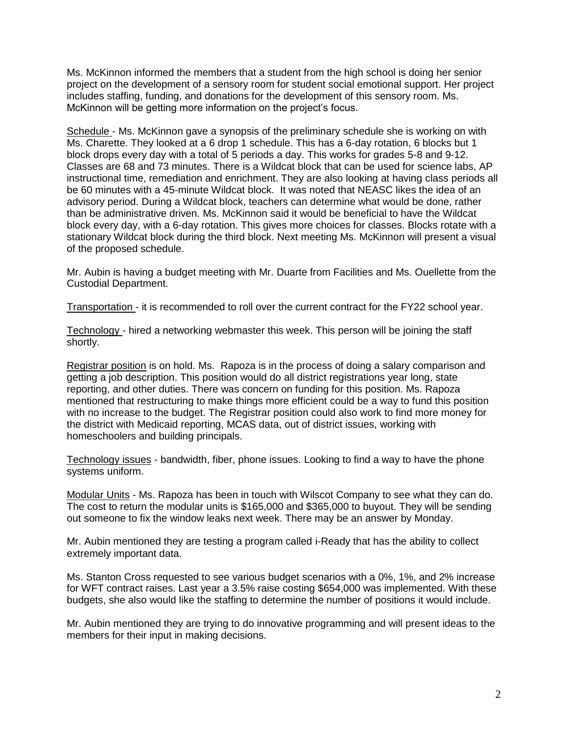Ms. McKinnon informed the members that a student from the high school is doing her senior project on the development of a sensory room for student social emotional support. Her project includes staffing, funding, and donations for the development of this sensory room. Ms. McKinnon will be getting more information on the project's focus.

<u>Schedule</u> - Ms. McKinnon gave a synopsis of the preliminary schedule she is working on with Ms. Charette. They looked at a 6 drop 1 schedule. This has a 6-day rotation, 6 blocks but 1 block drops every day with a total of 5 periods a day. This works for grades 5-8 and 9-12. Classes are 68 and 73 minutes. There is a Wildcat block that can be used for science labs, AP instructional time, remediation and enrichment. They are also looking at having class periods all be 60 minutes with a 45-minute Wildcat block. It was noted that NEASC likes the idea of an advisory period. During a Wildcat block, teachers can determine what would be done, rather than be administrative driven. Ms. McKinnon said it would be beneficial to have the Wildcat block every day, with a 6-day rotation. This gives more choices for classes. Blocks rotate with a stationary Wildcat block during the third block. Next meeting Ms. McKinnon will present a visual of the proposed schedule.

Mr. Aubin is having a budget meeting with Mr. Duarte from Facilities and Ms. Ouellette from the Custodial Department.

<u>Transportation</u> - it is recommended to roll over the current contract for the FY22 school year.

<u>Technology</u> - hired a networking webmaster this week. This person will be joining the staff shortly.

<u>Registrar position</u> is on hold. Ms. Rapoza is in the process of doing a salary comparison and getting a job description. This position would do all district registrations year long, state reporting, and other duties. There was concern on funding for this position. Ms. Rapoza mentioned that restructuring to make things more efficient could be a way to fund this position with no increase to the budget. The Registrar position could also work to find more money for the district with Medicaid reporting, MCAS data, out of district issues, working with homeschoolers and building principals.

<u>Technology issues</u> - bandwidth, fiber, phone issues. Looking to find a way to have the phone systems uniform.

<u>Modular Units</u> - Ms. Rapoza has been in touch with Wilscot Company to see what they can do. The cost to return the modular units is $165,000 and $365,000 to buyout. They will be sending out someone to fix the window leaks next week. There may be an answer by Monday.

Mr. Aubin mentioned they are testing a program called i-Ready that has the ability to collect extremely important data.

Ms. Stanton Cross requested to see various budget scenarios with a 0%, 1%, and 2% increase for WFT contract raises. Last year a 3.5% raise costing $654,000 was implemented. With these budgets, she also would like the staffing to determine the number of positions it would include.

Mr. Aubin mentioned they are trying to do innovative programming and will present ideas to the members for their input in making decisions.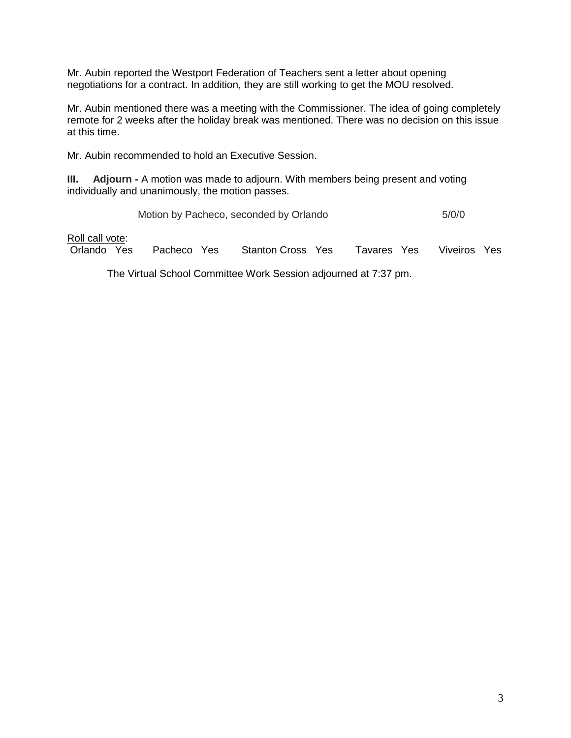Mr. Aubin reported the Westport Federation of Teachers sent a letter about opening negotiations for a contract. In addition, they are still working to get the MOU resolved.

Mr. Aubin mentioned there was a meeting with the Commissioner. The idea of going completely remote for 2 weeks after the holiday break was mentioned. There was no decision on this issue at this time.

Mr. Aubin recommended to hold an Executive Session.

**III. Adjourn -** A motion was made to adjourn. With members being present and voting individually and unanimously, the motion passes.

Motion by Pacheco, seconded by Orlando 5/0/0

Roll call vote:

Orlando Yes Pacheco Yes Stanton Cross Yes Tavares Yes Viveiros Yes

The Virtual School Committee Work Session adjourned at 7:37 pm.